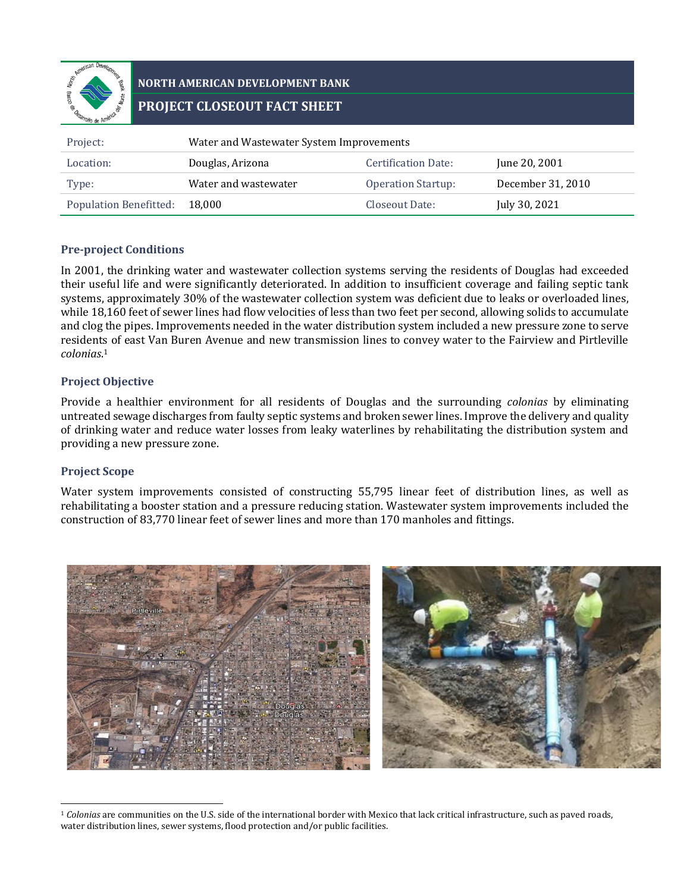**NORTH AMERICAN DEVELOPMENT BANK**

# PROJECT CLOSEOUT FACT SHEET

| Project: | Water and Wastewater System Improvements | | |
|---|---|---|---|
| Location: | Douglas, Arizona | Certification Date: | June 20, 2001 |
| Type: | Water and wastewater | Operation Startup: | December 31, 2010 |
| Population Benefitted: | 18,000 | Closeout Date: | July 30, 2021 |

## Pre-project Conditions

In 2001, the drinking water and wastewater collection systems serving the residents of Douglas had exceeded their useful life and were significantly deteriorated. In addition to insufficient coverage and failing septic tank systems, approximately 30% of the wastewater collection system was deficient due to leaks or overloaded lines, while 18,160 feet of sewer lines had flow velocities of less than two feet per second, allowing solids to accumulate and clog the pipes. Improvements needed in the water distribution system included a new pressure zone to serve residents of east Van Buren Avenue and new transmission lines to convey water to the Fairview and Pirtleville *colonias*.[1]

## Project Objective

Provide a healthier environment for all residents of Douglas and the surrounding *colonias* by eliminating untreated sewage discharges from faulty septic systems and broken sewer lines. Improve the delivery and quality of drinking water and reduce water losses from leaky waterlines by rehabilitating the distribution system and providing a new pressure zone.

## Project Scope

Water system improvements consisted of constructing 55,795 linear feet of distribution lines, as well as rehabilitating a booster station and a pressure reducing station. Wastewater system improvements included the construction of 83,770 linear feet of sewer lines and more than 170 manholes and fittings.

[1] *Colonias* are communities on the U.S. side of the international border with Mexico that lack critical infrastructure, such as paved roads, water distribution lines, sewer systems, flood protection and/or public facilities.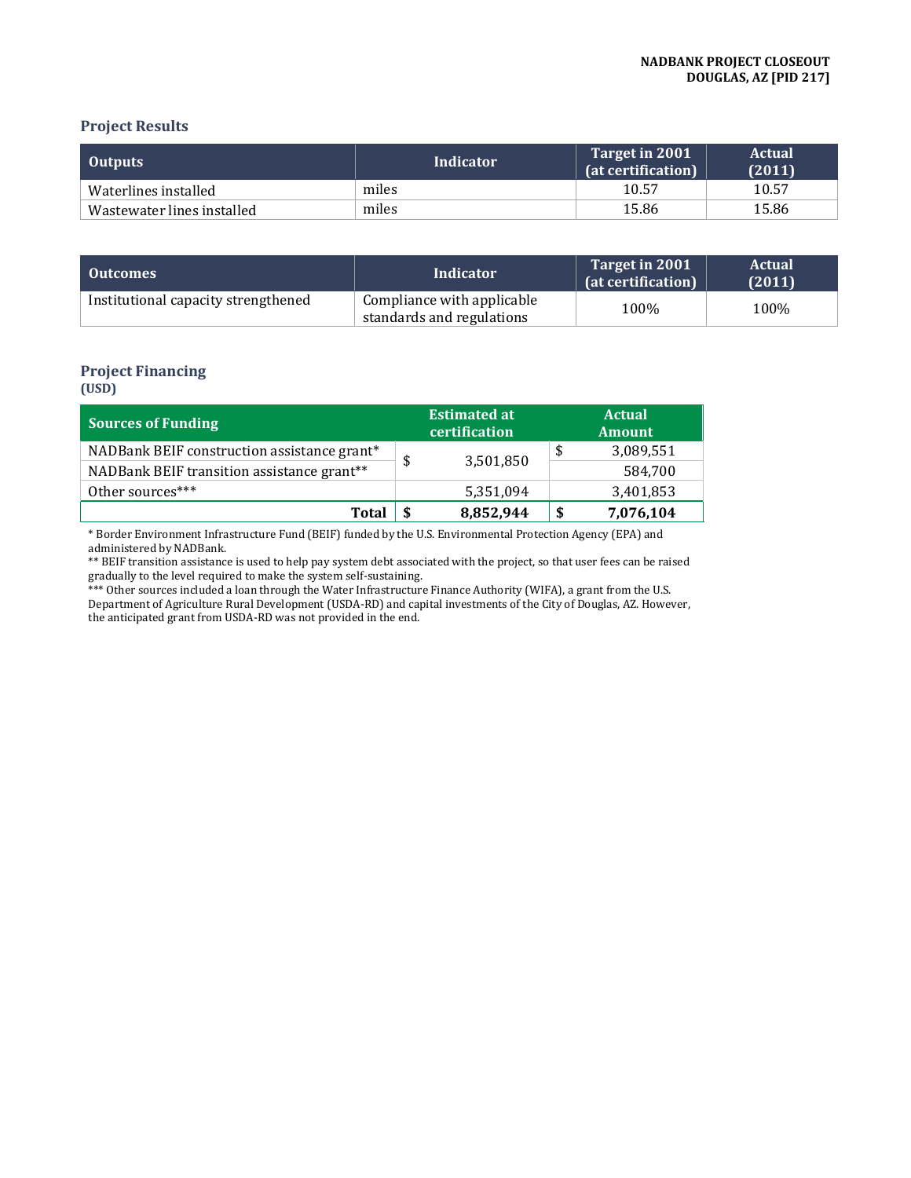## Project Results

| Outputs | Indicator | Target in 2001 (at certification) | Actual (2011) |
|---|---|---|---|
| Waterlines installed | miles | 10.57 | 10.57 |
| Wastewater lines installed | miles | 15.86 | 15.86 |

| Outcomes | Indicator | Target in 2001 (at certification) | Actual (2011) |
|---|---|---|---|
| Institutional capacity strengthened | Compliance with applicable standards and regulations | 100% | 100% |

## Project Financing

**(USD)**

| Sources of Funding | Estimated at certification | Actual Amount |
|---|---|---|
| NADBank BEIF construction assistance grant* | $ 3,501,850 | $ 3,089,551 |
| NADBank BEIF transition assistance grant** | | 584,700 |
| Other sources*** | 5,351,094 | 3,401,853 |
| **Total** | **$ 8,852,944** | **$ 7,076,104** |

* Border Environment Infrastructure Fund (BEIF) funded by the U.S. Environmental Protection Agency (EPA) and administered by NADBank.

** BEIF transition assistance is used to help pay system debt associated with the project, so that user fees can be raised gradually to the level required to make the system self-sustaining.

*** Other sources included a loan through the Water Infrastructure Finance Authority (WIFA), a grant from the U.S. Department of Agriculture Rural Development (USDA-RD) and capital investments of the City of Douglas, AZ. However, the anticipated grant from USDA-RD was not provided in the end.